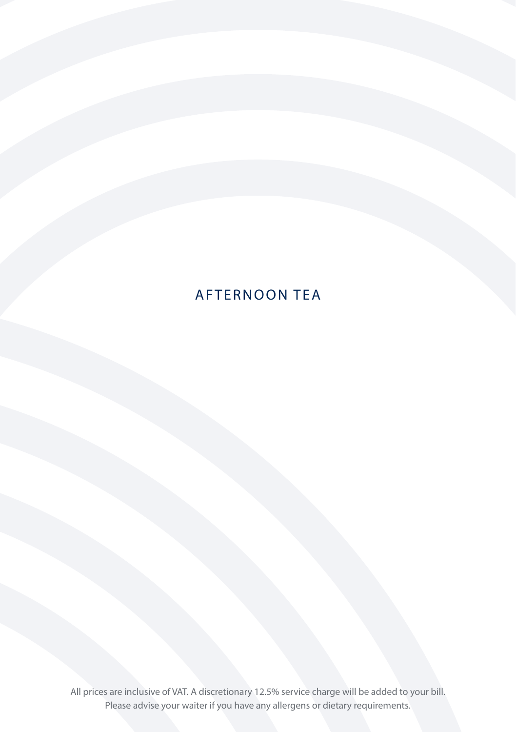# AFTERNOON TEA

All prices are inclusive of VAT. A discretionary 12.5% service charge will be added to your bill.
Please advise your waiter if you have any allergens or dietary requirements.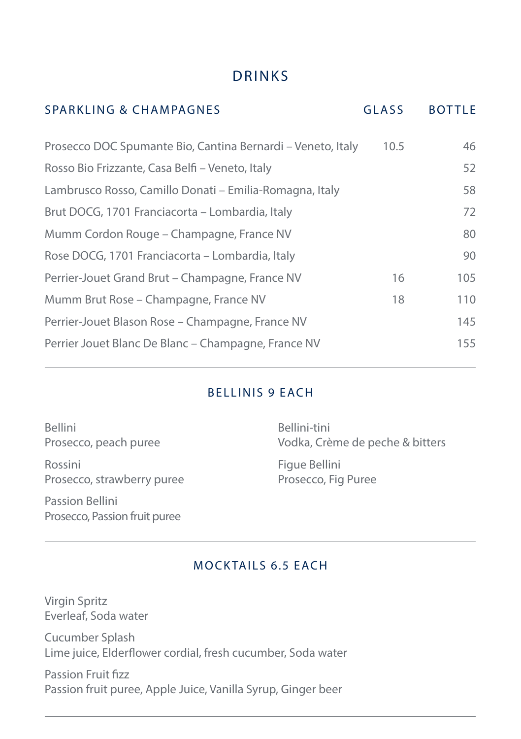# DRINKS

| SPARKLING & CHAMPAGNES | GLASS | BOTTLE |
|---|---|---|
| Prosecco DOC Spumante Bio, Cantina Bernardi – Veneto, Italy | 10.5 | 46 |
| Rosso Bio Frizzante, Casa Belfi – Veneto, Italy | | 52 |
| Lambrusco Rosso, Camillo Donati – Emilia-Romagna, Italy | | 58 |
| Brut DOCG, 1701 Franciacorta – Lombardia, Italy | | 72 |
| Mumm Cordon Rouge – Champagne, France NV | | 80 |
| Rose DOCG, 1701 Franciacorta – Lombardia, Italy | | 90 |
| Perrier-Jouet Grand Brut – Champagne, France NV | 16 | 105 |
| Mumm Brut Rose – Champagne, France NV | 18 | 110 |
| Perrier-Jouet Blason Rose – Champagne, France NV | | 145 |
| Perrier Jouet Blanc De Blanc – Champagne, France NV | | 155 |

## BELLINIS 9 EACH

Bellini
Prosecco, peach puree

Rossini
Prosecco, strawberry puree

Passion Bellini
Prosecco, Passion fruit puree

Bellini-tini
Vodka, Crème de peche & bitters

Figue Bellini
Prosecco, Fig Puree

## MOCKTAILS 6.5 EACH

Virgin Spritz
Everleaf, Soda water

Cucumber Splash
Lime juice, Elderflower cordial, fresh cucumber, Soda water

Passion Fruit fizz
Passion fruit puree, Apple Juice, Vanilla Syrup, Ginger beer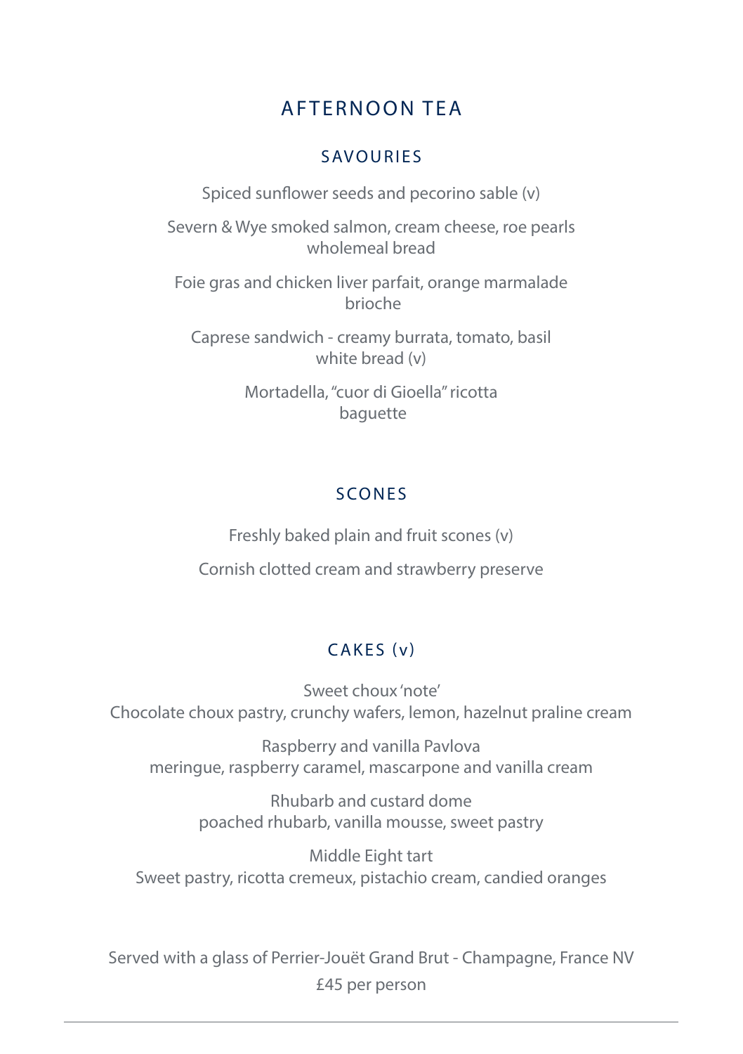# AFTERNOON TEA

## SAVOURIES

Spiced sunflower seeds and pecorino sable (v)

Severn & Wye smoked salmon, cream cheese, roe pearls
wholemeal bread

Foie gras and chicken liver parfait, orange marmalade
brioche

Caprese sandwich - creamy burrata, tomato, basil
white bread (v)

Mortadella, "cuor di Gioella" ricotta
baguette

## SCONES

Freshly baked plain and fruit scones (v)

Cornish clotted cream and strawberry preserve

## CAKES (v)

Sweet choux 'note'
Chocolate choux pastry, crunchy wafers, lemon, hazelnut praline cream

Raspberry and vanilla Pavlova
meringue, raspberry caramel, mascarpone and vanilla cream

Rhubarb and custard dome
poached rhubarb, vanilla mousse, sweet pastry

Middle Eight tart
Sweet pastry, ricotta cremeux, pistachio cream, candied oranges

Served with a glass of Perrier-Jouët Grand Brut - Champagne, France NV

£45 per person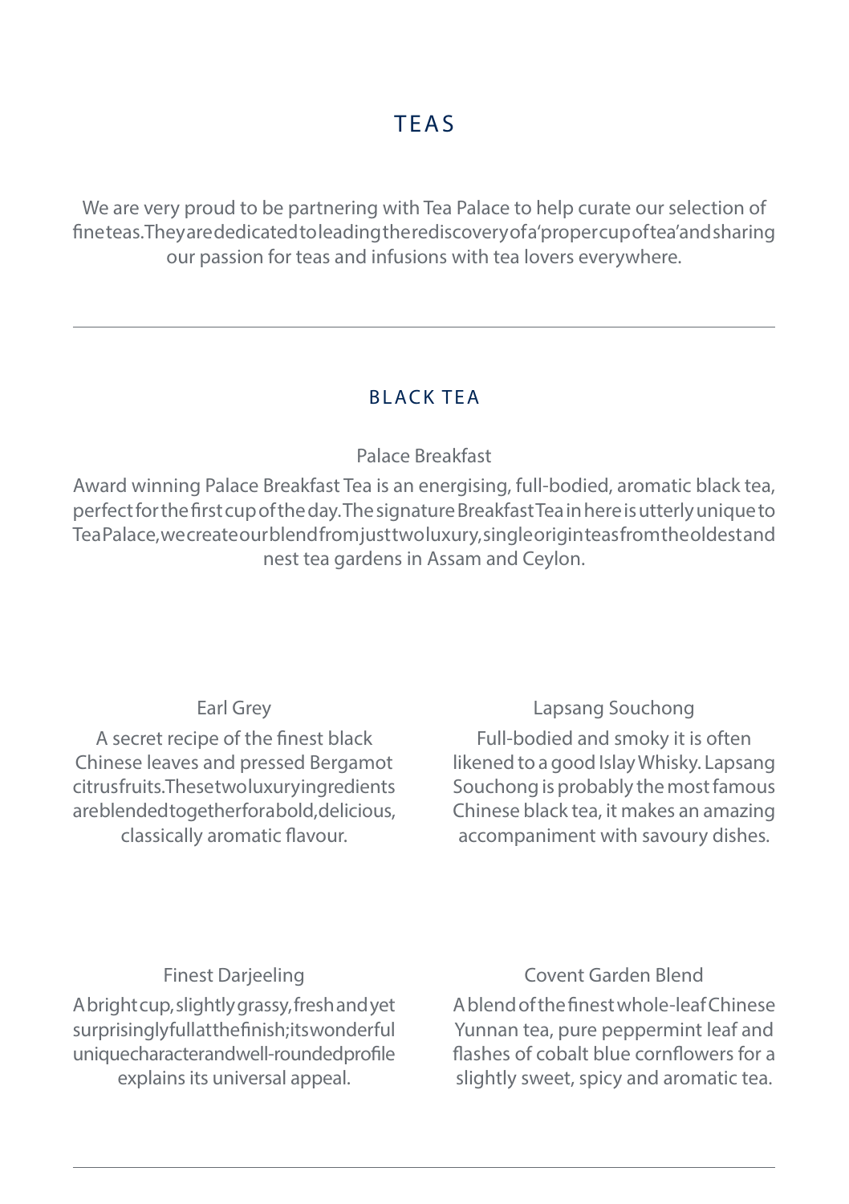# TEAS

We are very proud to be partnering with Tea Palace to help curate our selection of fine teas. They are dedicated to leading the rediscovery of a 'proper cup of tea' and sharing our passion for teas and infusions with tea lovers everywhere.

---

## BLACK TEA

### Palace Breakfast

Award winning Palace Breakfast Tea is an energising, full-bodied, aromatic black tea, perfect for the first cup of the day. The signature Breakfast Tea in here is utterly unique to Tea Palace, we create our blend from just two luxury, single origin teas from the oldest and nest tea gardens in Assam and Ceylon.

### Earl Grey

A secret recipe of the finest black Chinese leaves and pressed Bergamot citrus fruits. These two luxury ingredients are blended together for a bold, delicious, classically aromatic flavour.

### Lapsang Souchong

Full-bodied and smoky it is often likened to a good Islay Whisky. Lapsang Souchong is probably the most famous Chinese black tea, it makes an amazing accompaniment with savoury dishes.

### Finest Darjeeling

A bright cup, slightly grassy, fresh and yet surprisingly full at the finish; its wonderful unique character and well-rounded profile explains its universal appeal.

### Covent Garden Blend

A blend of the finest whole-leaf Chinese Yunnan tea, pure peppermint leaf and flashes of cobalt blue cornflowers for a slightly sweet, spicy and aromatic tea.

---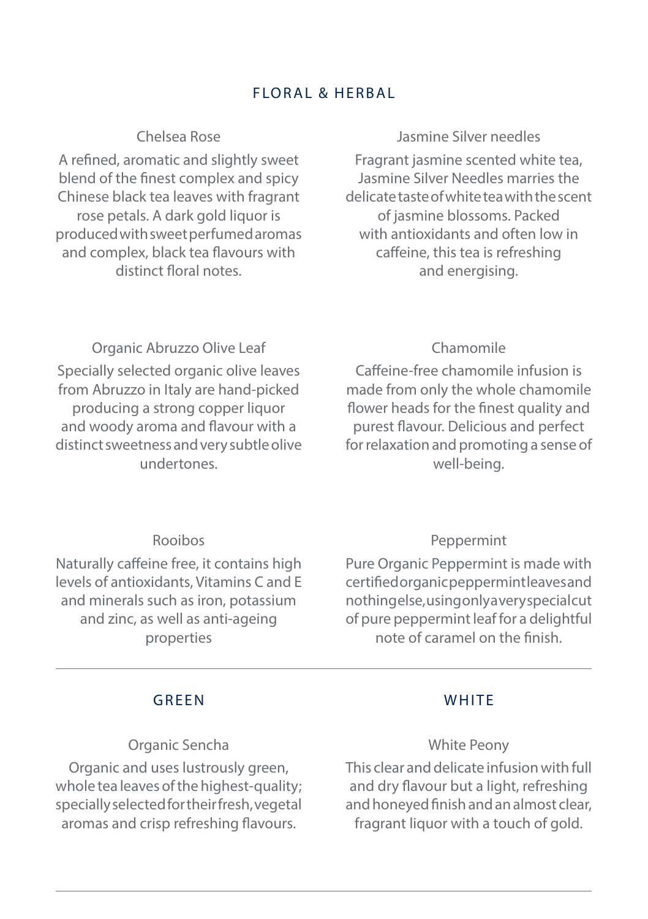## FLORAL & HERBAL

### Chelsea Rose

A refined, aromatic and slightly sweet blend of the finest complex and spicy Chinese black tea leaves with fragrant rose petals. A dark gold liquor is produced with sweet perfumed aromas and complex, black tea flavours with distinct floral notes.

### Jasmine Silver needles

Fragrant jasmine scented white tea, Jasmine Silver Needles marries the delicate taste of white tea with the scent of jasmine blossoms. Packed with antioxidants and often low in caffeine, this tea is refreshing and energising.

### Organic Abruzzo Olive Leaf

Specially selected organic olive leaves from Abruzzo in Italy are hand-picked producing a strong copper liquor and woody aroma and flavour with a distinct sweetness and very subtle olive undertones.

### Chamomile

Caffeine-free chamomile infusion is made from only the whole chamomile flower heads for the finest quality and purest flavour. Delicious and perfect for relaxation and promoting a sense of well-being.

### Rooibos

Naturally caffeine free, it contains high levels of antioxidants, Vitamins C and E and minerals such as iron, potassium and zinc, as well as anti-ageing properties

### Peppermint

Pure Organic Peppermint is made with certified organic peppermint leaves and nothing else, using only a very special cut of pure peppermint leaf for a delightful note of caramel on the finish.

---

## GREEN

### Organic Sencha

Organic and uses lustrously green, whole tea leaves of the highest-quality; specially selected for their fresh, vegetal aromas and crisp refreshing flavours.

## WHITE

### White Peony

This clear and delicate infusion with full and dry flavour but a light, refreshing and honeyed finish and an almost clear, fragrant liquor with a touch of gold.

---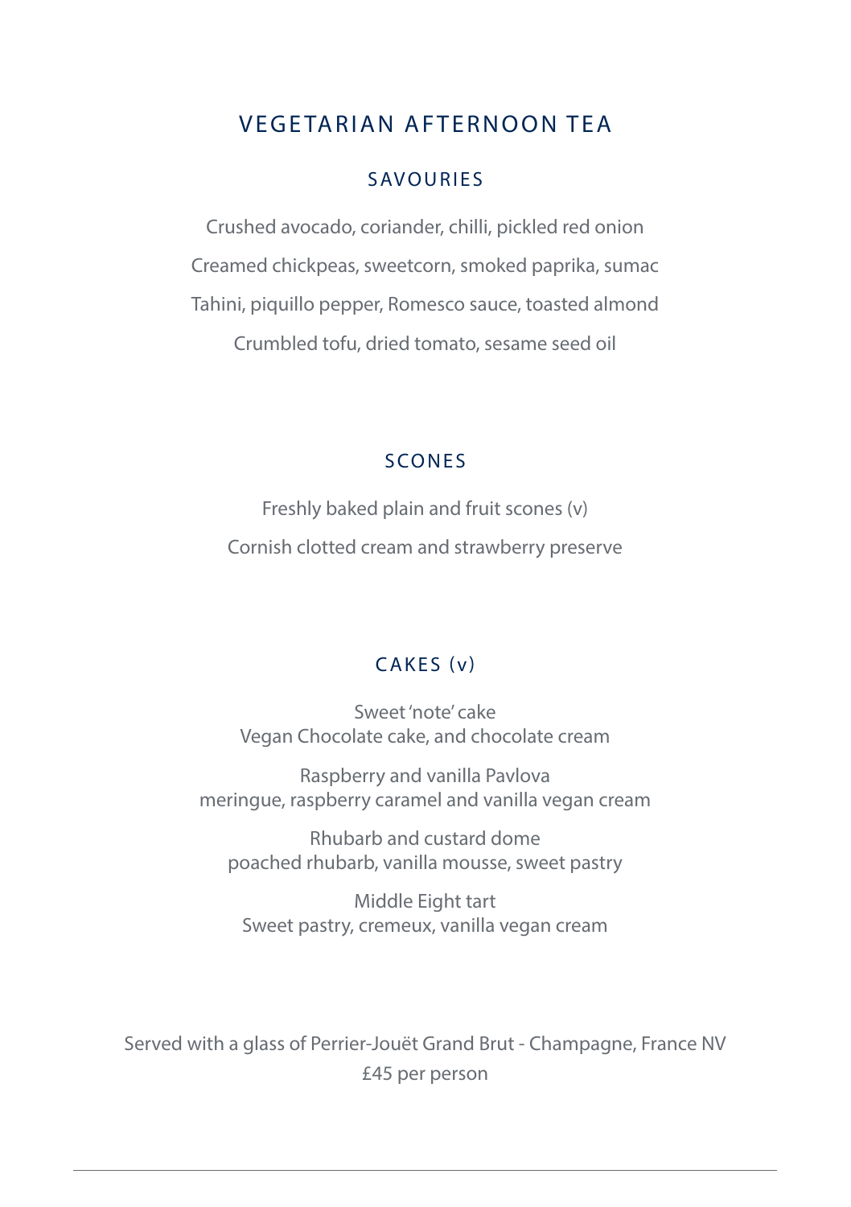# VEGETARIAN AFTERNOON TEA

## SAVOURIES

Crushed avocado, coriander, chilli, pickled red onion

Creamed chickpeas, sweetcorn, smoked paprika, sumac

Tahini, piquillo pepper, Romesco sauce, toasted almond

Crumbled tofu, dried tomato, sesame seed oil

## SCONES

Freshly baked plain and fruit scones (v)

Cornish clotted cream and strawberry preserve

## CAKES (v)

Sweet 'note' cake
Vegan Chocolate cake, and chocolate cream

Raspberry and vanilla Pavlova
meringue, raspberry caramel and vanilla vegan cream

Rhubarb and custard dome
poached rhubarb, vanilla mousse, sweet pastry

Middle Eight tart
Sweet pastry, cremeux, vanilla vegan cream

Served with a glass of Perrier-Jouët Grand Brut - Champagne, France NV
£45 per person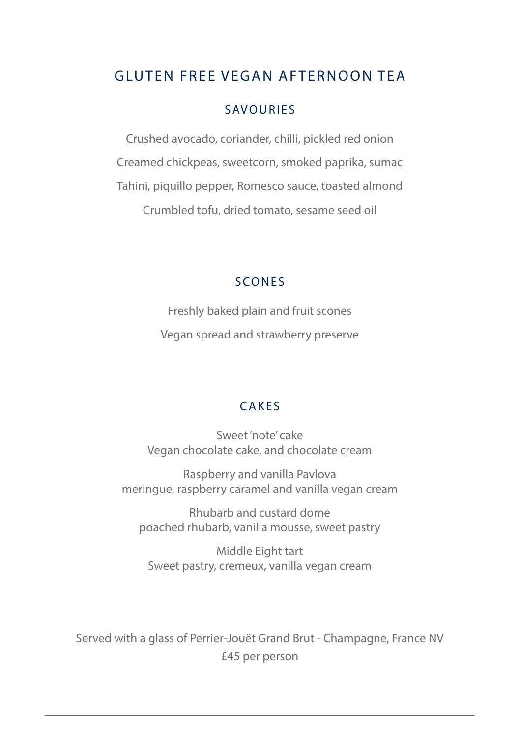# GLUTEN FREE VEGAN AFTERNOON TEA

## SAVOURIES

Crushed avocado, coriander, chilli, pickled red onion

Creamed chickpeas, sweetcorn, smoked paprika, sumac

Tahini, piquillo pepper, Romesco sauce, toasted almond

Crumbled tofu, dried tomato, sesame seed oil

## SCONES

Freshly baked plain and fruit scones

Vegan spread and strawberry preserve

## CAKES

Sweet 'note' cake
Vegan chocolate cake, and chocolate cream

Raspberry and vanilla Pavlova
meringue, raspberry caramel and vanilla vegan cream

Rhubarb and custard dome
poached rhubarb, vanilla mousse, sweet pastry

Middle Eight tart
Sweet pastry, cremeux, vanilla vegan cream

Served with a glass of Perrier-Jouët Grand Brut - Champagne, France NV
£45 per person